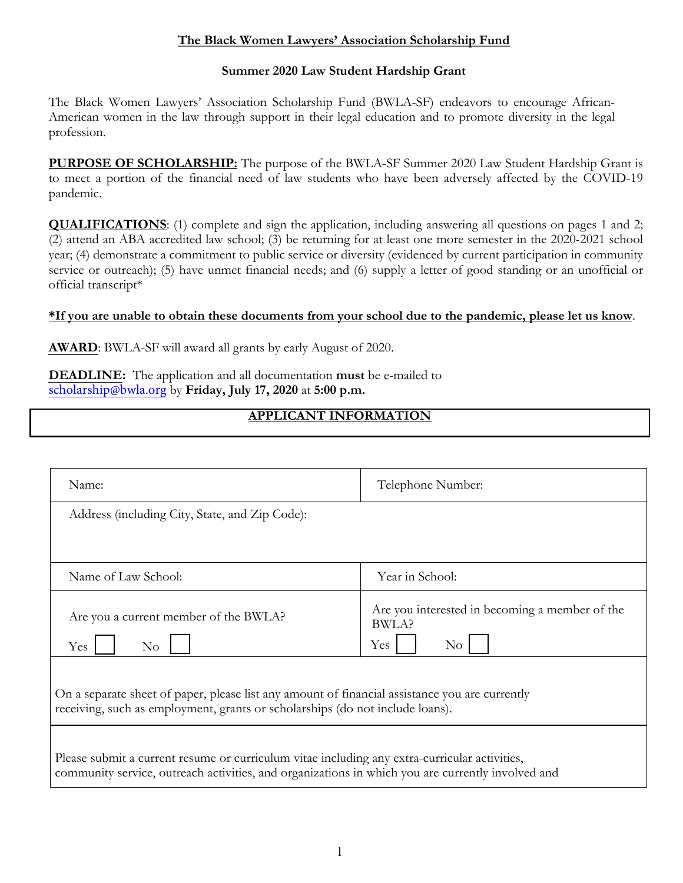# The Black Women Lawyers' Association Scholarship Fund

## Summer 2020 Law Student Hardship Grant

The Black Women Lawyers' Association Scholarship Fund (BWLA-SF) endeavors to encourage African-American women in the law through support in their legal education and to promote diversity in the legal profession.

**PURPOSE OF SCHOLARSHIP:** The purpose of the BWLA-SF Summer 2020 Law Student Hardship Grant is to meet a portion of the financial need of law students who have been adversely affected by the COVID-19 pandemic.

**QUALIFICATIONS**: (1) complete and sign the application, including answering all questions on pages 1 and 2; (2) attend an ABA accredited law school; (3) be returning for at least one more semester in the 2020-2021 school year; (4) demonstrate a commitment to public service or diversity (evidenced by current participation in community service or outreach); (5) have unmet financial needs; and (6) supply a letter of good standing or an unofficial or official transcript*

**\*If you are unable to obtain these documents from your school due to the pandemic, please let us know**.

**AWARD**: BWLA-SF will award all grants by early August of 2020.

**DEADLINE:** The application and all documentation **must** be e-mailed to scholarship@bwla.org by **Friday, July 17, 2020** at **5:00 p.m.**

## APPLICANT INFORMATION

| Name: | Telephone Number: |
|---|---|
| Address (including City, State, and Zip Code): | |
| Name of Law School: | Year in School: |
| Are you a current member of the BWLA? Yes ☐ No ☐ | Are you interested in becoming a member of the BWLA? Yes ☐ No ☐ |

On a separate sheet of paper, please list any amount of financial assistance you are currently receiving, such as employment, grants or scholarships (do not include loans).

Please submit a current resume or curriculum vitae including any extra-curricular activities, community service, outreach activities, and organizations in which you are currently involved and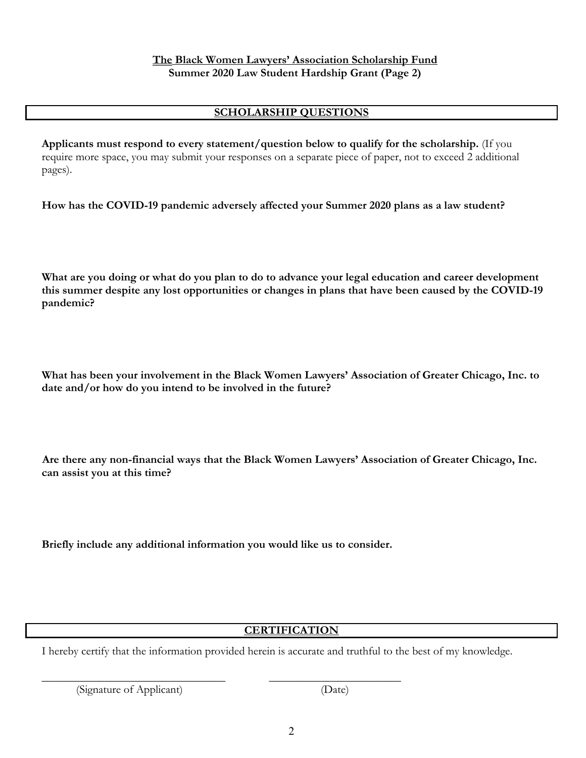**The Black Women Lawyers' Association Scholarship Fund**
**Summer 2020 Law Student Hardship Grant (Page 2)**

## SCHOLARSHIP QUESTIONS

**Applicants must respond to every statement/question below to qualify for the scholarship.** (If you require more space, you may submit your responses on a separate piece of paper, not to exceed 2 additional pages).

**How has the COVID-19 pandemic adversely affected your Summer 2020 plans as a law student?**

**What are you doing or what do you plan to do to advance your legal education and career development this summer despite any lost opportunities or changes in plans that have been caused by the COVID-19 pandemic?**

**What has been your involvement in the Black Women Lawyers' Association of Greater Chicago, Inc. to date and/or how do you intend to be involved in the future?**

**Are there any non-financial ways that the Black Women Lawyers' Association of Greater Chicago, Inc. can assist you at this time?**

**Briefly include any additional information you would like us to consider.**

## CERTIFICATION

I hereby certify that the information provided herein is accurate and truthful to the best of my knowledge.

\_\_\_\_\_\_\_\_\_\_\_\_\_\_\_\_\_\_\_\_\_\_\_\_\_\_\_\_\_\_\_\_ \_\_\_\_\_\_\_\_\_\_\_\_\_\_\_\_\_\_\_\_\_\_\_\_

(Signature of Applicant) (Date)